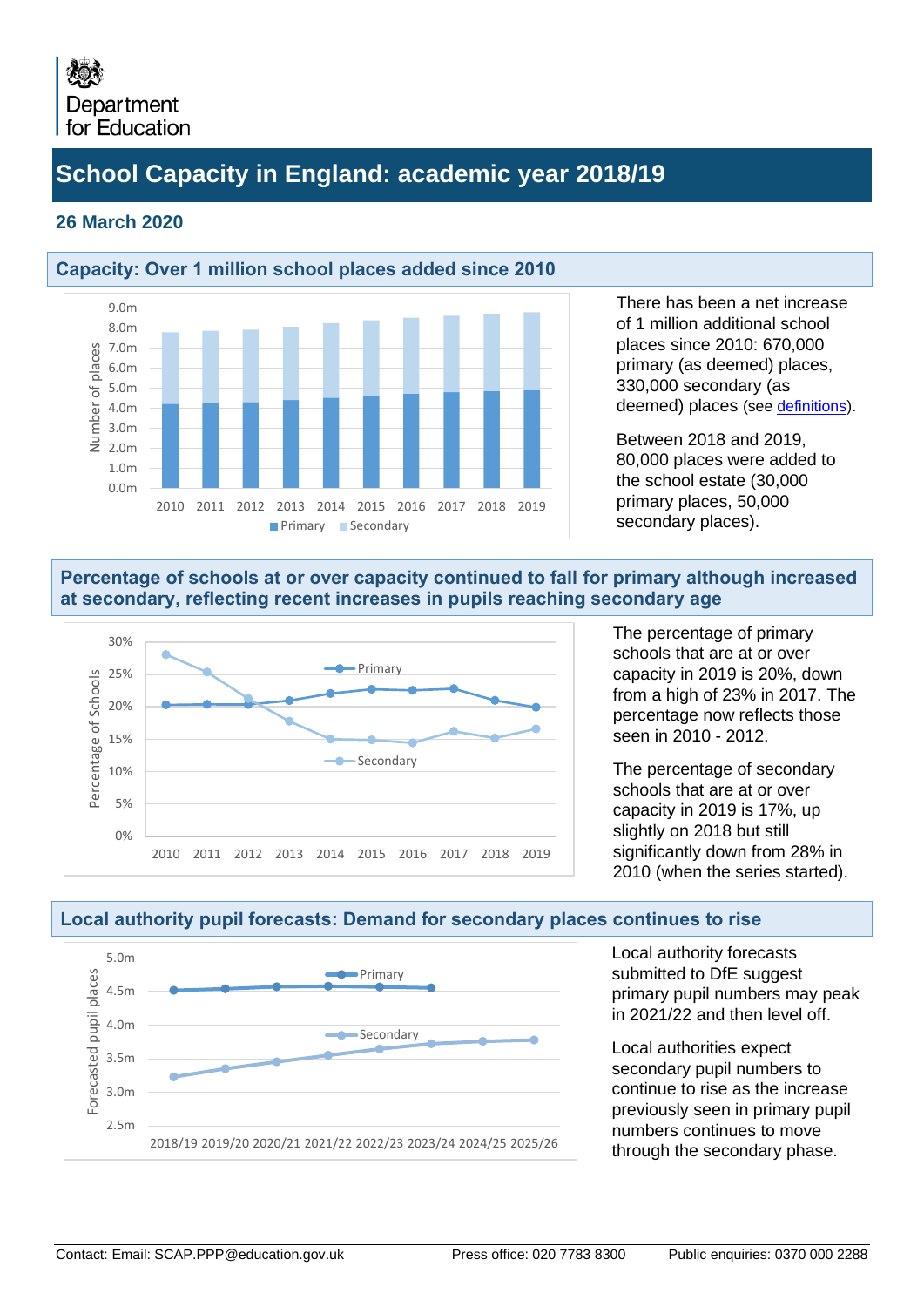Department for Education

# School Capacity in England: academic year 2018/19

**26 March 2020**

## Capacity: Over 1 million school places added since 2010

There has been a net increase of 1 million additional school places since 2010: 670,000 primary (as deemed) places, 330,000 secondary (as deemed) places (see definitions).

Between 2018 and 2019, 80,000 places were added to the school estate (30,000 primary places, 50,000 secondary places).

## Percentage of schools at or over capacity continued to fall for primary although increased at secondary, reflecting recent increases in pupils reaching secondary age

The percentage of primary schools that are at or over capacity in 2019 is 20%, down from a high of 23% in 2017. The percentage now reflects those seen in 2010 - 2012.

The percentage of secondary schools that are at or over capacity in 2019 is 17%, up slightly on 2018 but still significantly down from 28% in 2010 (when the series started).

## Local authority pupil forecasts: Demand for secondary places continues to rise

Local authority forecasts submitted to DfE suggest primary pupil numbers may peak in 2021/22 and then level off.

Local authorities expect secondary pupil numbers to continue to rise as the increase previously seen in primary pupil numbers continues to move through the secondary phase.

Contact: Email: SCAP.PPP@education.gov.uk | Press office: 020 7783 8300 | Public enquiries: 0370 000 2288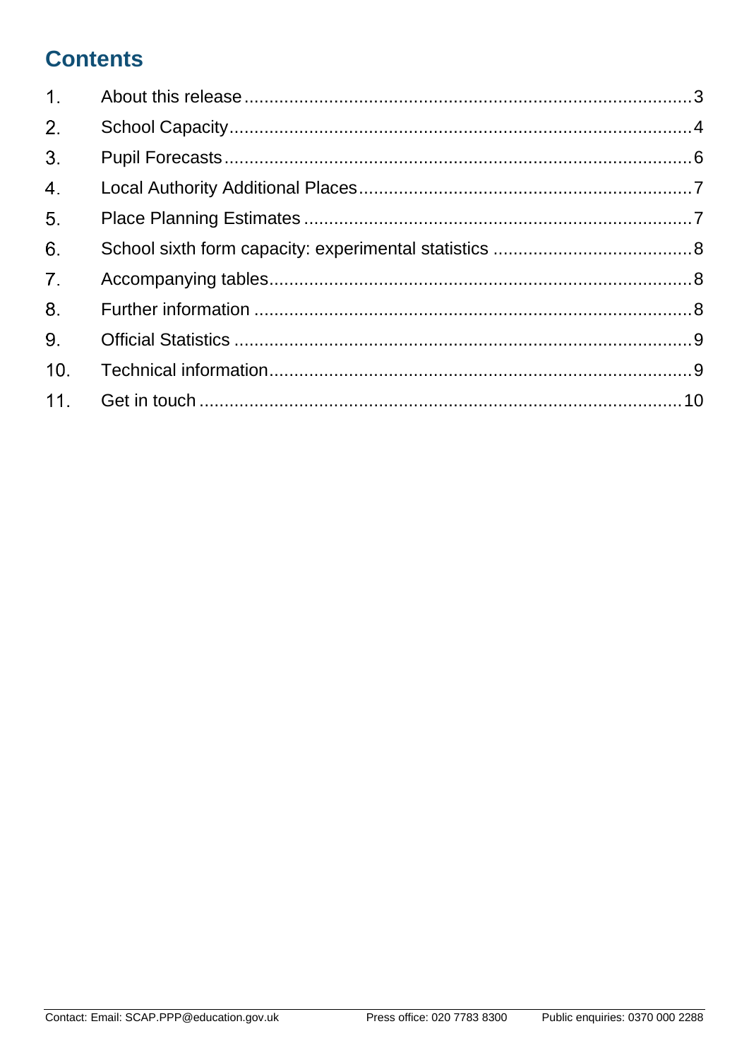## Contents

1. About this release .... 3
2. School Capacity .... 4
3. Pupil Forecasts .... 6
4. Local Authority Additional Places .... 7
5. Place Planning Estimates .... 7
6. School sixth form capacity: experimental statistics .... 8
7. Accompanying tables .... 8
8. Further information .... 8
9. Official Statistics .... 9
10. Technical information .... 9
11. Get in touch .... 10

Contact: Email: SCAP.PPP@education.gov.uk Press office: 020 7783 8300 Public enquiries: 0370 000 2288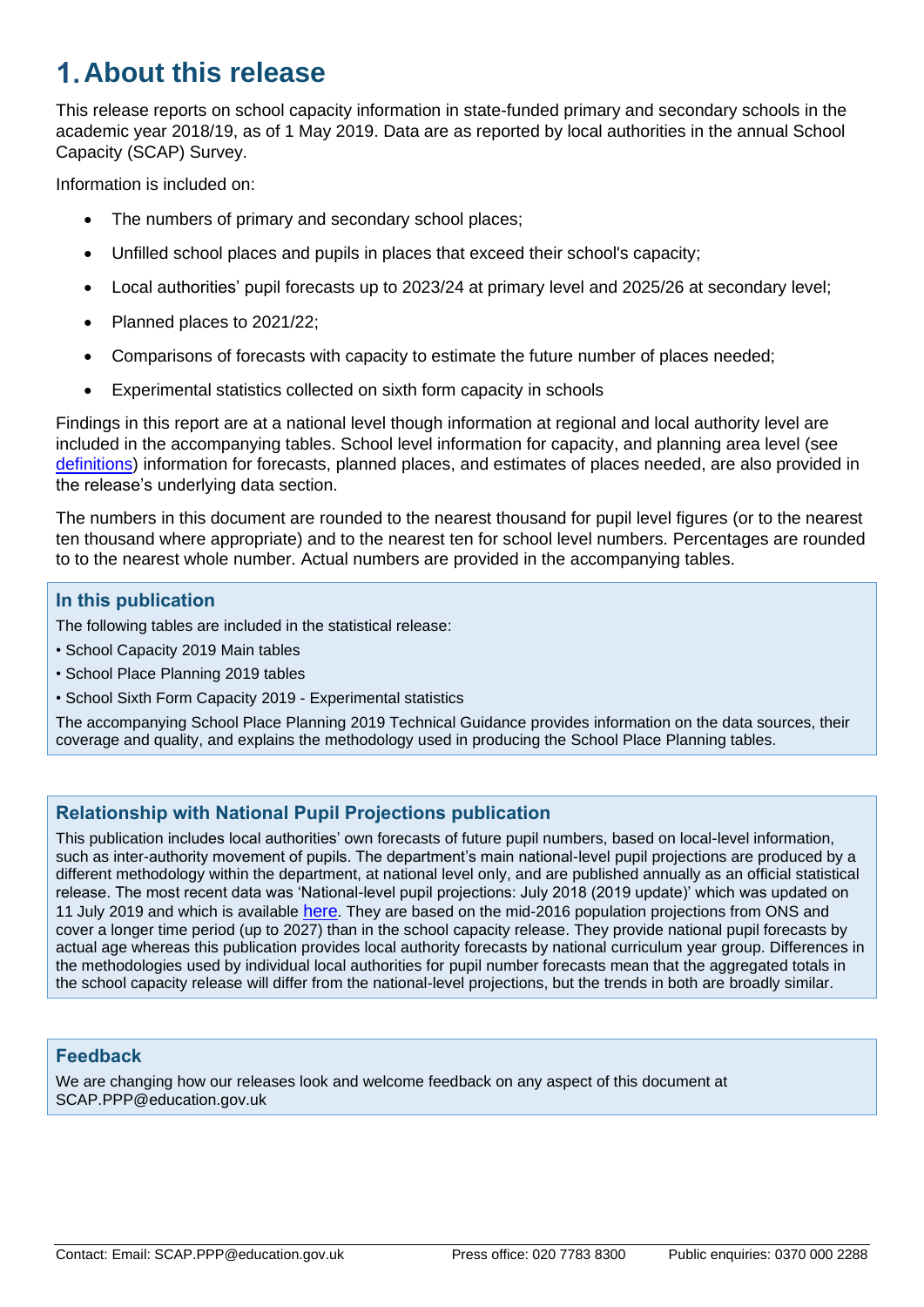# 1. About this release

This release reports on school capacity information in state-funded primary and secondary schools in the academic year 2018/19, as of 1 May 2019. Data are as reported by local authorities in the annual School Capacity (SCAP) Survey.

Information is included on:

- The numbers of primary and secondary school places;
- Unfilled school places and pupils in places that exceed their school's capacity;
- Local authorities' pupil forecasts up to 2023/24 at primary level and 2025/26 at secondary level;
- Planned places to 2021/22;
- Comparisons of forecasts with capacity to estimate the future number of places needed;
- Experimental statistics collected on sixth form capacity in schools

Findings in this report are at a national level though information at regional and local authority level are included in the accompanying tables. School level information for capacity, and planning area level (see definitions) information for forecasts, planned places, and estimates of places needed, are also provided in the release's underlying data section.

The numbers in this document are rounded to the nearest thousand for pupil level figures (or to the nearest ten thousand where appropriate) and to the nearest ten for school level numbers. Percentages are rounded to to the nearest whole number. Actual numbers are provided in the accompanying tables.

### In this publication

The following tables are included in the statistical release:

- School Capacity 2019 Main tables
- School Place Planning 2019 tables
- School Sixth Form Capacity 2019 - Experimental statistics

The accompanying School Place Planning 2019 Technical Guidance provides information on the data sources, their coverage and quality, and explains the methodology used in producing the School Place Planning tables.

### Relationship with National Pupil Projections publication

This publication includes local authorities' own forecasts of future pupil numbers, based on local-level information, such as inter-authority movement of pupils. The department's main national-level pupil projections are produced by a different methodology within the department, at national level only, and are published annually as an official statistical release. The most recent data was 'National-level pupil projections: July 2018 (2019 update)' which was updated on 11 July 2019 and which is available here. They are based on the mid-2016 population projections from ONS and cover a longer time period (up to 2027) than in the school capacity release. They provide national pupil forecasts by actual age whereas this publication provides local authority forecasts by national curriculum year group. Differences in the methodologies used by individual local authorities for pupil number forecasts mean that the aggregated totals in the school capacity release will differ from the national-level projections, but the trends in both are broadly similar.

### Feedback

We are changing how our releases look and welcome feedback on any aspect of this document at SCAP.PPP@education.gov.uk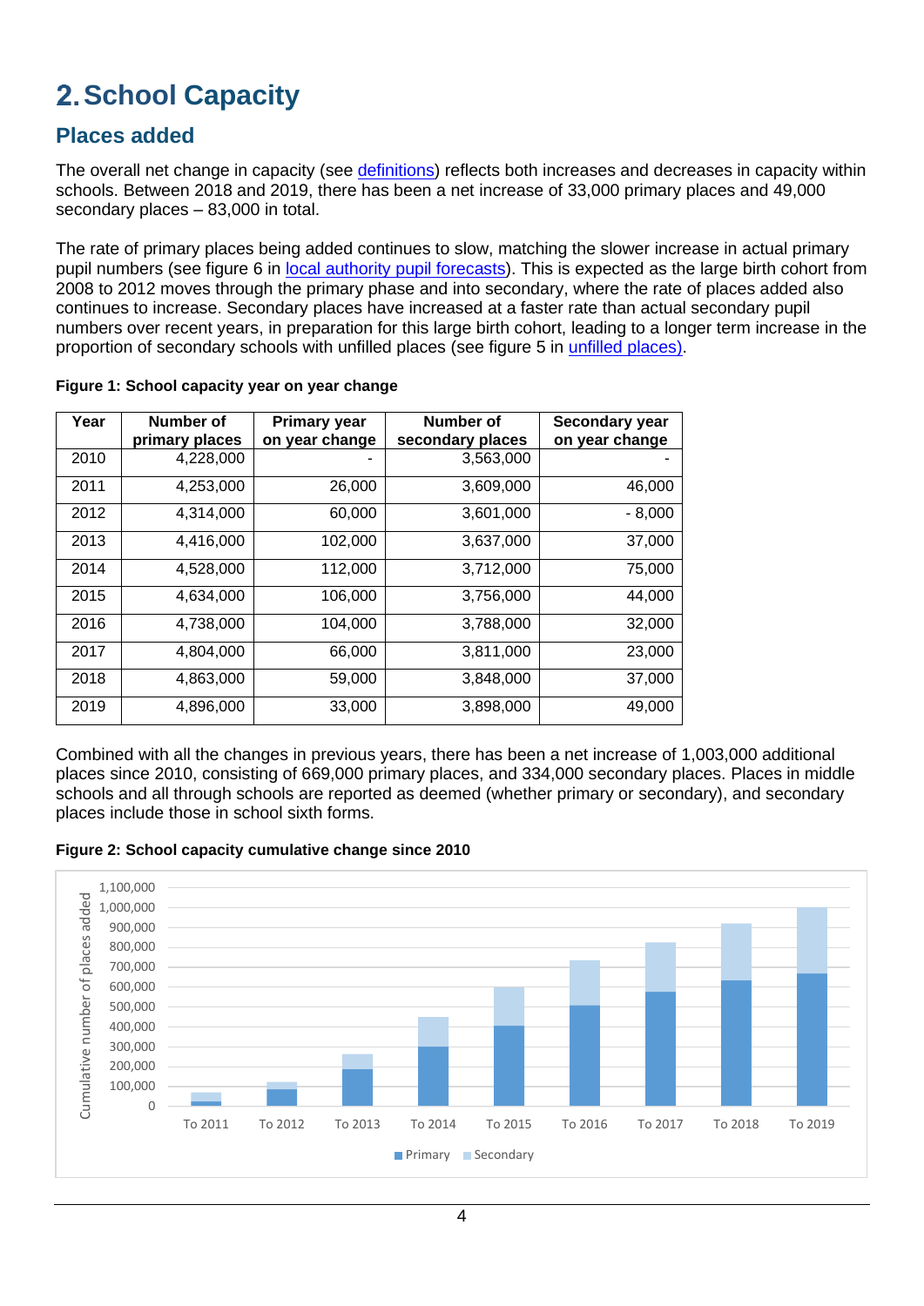# 2. School Capacity

## Places added

The overall net change in capacity (see definitions) reflects both increases and decreases in capacity within schools. Between 2018 and 2019, there has been a net increase of 33,000 primary places and 49,000 secondary places – 83,000 in total.

The rate of primary places being added continues to slow, matching the slower increase in actual primary pupil numbers (see figure 6 in local authority pupil forecasts). This is expected as the large birth cohort from 2008 to 2012 moves through the primary phase and into secondary, where the rate of places added also continues to increase. Secondary places have increased at a faster rate than actual secondary pupil numbers over recent years, in preparation for this large birth cohort, leading to a longer term increase in the proportion of secondary schools with unfilled places (see figure 5 in unfilled places).

**Figure 1: School capacity year on year change**

| Year | Number of primary places | Primary year on year change | Number of secondary places | Secondary year on year change |
|---|---|---|---|---|
| 2010 | 4,228,000 | - | 3,563,000 | - |
| 2011 | 4,253,000 | 26,000 | 3,609,000 | 46,000 |
| 2012 | 4,314,000 | 60,000 | 3,601,000 | - 8,000 |
| 2013 | 4,416,000 | 102,000 | 3,637,000 | 37,000 |
| 2014 | 4,528,000 | 112,000 | 3,712,000 | 75,000 |
| 2015 | 4,634,000 | 106,000 | 3,756,000 | 44,000 |
| 2016 | 4,738,000 | 104,000 | 3,788,000 | 32,000 |
| 2017 | 4,804,000 | 66,000 | 3,811,000 | 23,000 |
| 2018 | 4,863,000 | 59,000 | 3,848,000 | 37,000 |
| 2019 | 4,896,000 | 33,000 | 3,898,000 | 49,000 |

Combined with all the changes in previous years, there has been a net increase of 1,003,000 additional places since 2010, consisting of 669,000 primary places, and 334,000 secondary places. Places in middle schools and all through schools are reported as deemed (whether primary or secondary), and secondary places include those in school sixth forms.

**Figure 2: School capacity cumulative change since 2010**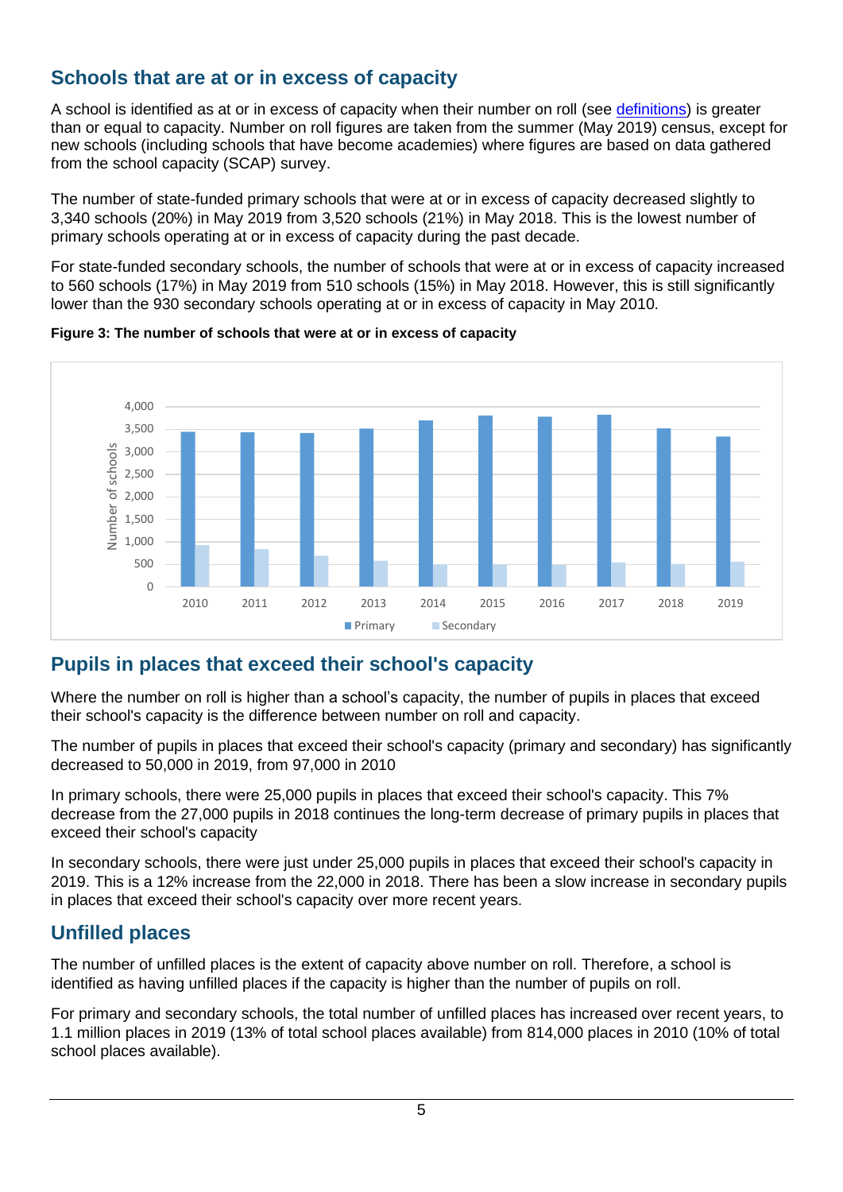## Schools that are at or in excess of capacity

A school is identified as at or in excess of capacity when their number on roll (see [definitions](#)) is greater than or equal to capacity. Number on roll figures are taken from the summer (May 2019) census, except for new schools (including schools that have become academies) where figures are based on data gathered from the school capacity (SCAP) survey.

The number of state-funded primary schools that were at or in excess of capacity decreased slightly to 3,340 schools (20%) in May 2019 from 3,520 schools (21%) in May 2018. This is the lowest number of primary schools operating at or in excess of capacity during the past decade.

For state-funded secondary schools, the number of schools that were at or in excess of capacity increased to 560 schools (17%) in May 2019 from 510 schools (15%) in May 2018. However, this is still significantly lower than the 930 secondary schools operating at or in excess of capacity in May 2010.

**Figure 3: The number of schools that were at or in excess of capacity**

## Pupils in places that exceed their school's capacity

Where the number on roll is higher than a school's capacity, the number of pupils in places that exceed their school's capacity is the difference between number on roll and capacity.

The number of pupils in places that exceed their school's capacity (primary and secondary) has significantly decreased to 50,000 in 2019, from 97,000 in 2010

In primary schools, there were 25,000 pupils in places that exceed their school's capacity. This 7% decrease from the 27,000 pupils in 2018 continues the long-term decrease of primary pupils in places that exceed their school's capacity

In secondary schools, there were just under 25,000 pupils in places that exceed their school's capacity in 2019. This is a 12% increase from the 22,000 in 2018. There has been a slow increase in secondary pupils in places that exceed their school's capacity over more recent years.

## Unfilled places

The number of unfilled places is the extent of capacity above number on roll. Therefore, a school is identified as having unfilled places if the capacity is higher than the number of pupils on roll.

For primary and secondary schools, the total number of unfilled places has increased over recent years, to 1.1 million places in 2019 (13% of total school places available) from 814,000 places in 2010 (10% of total school places available).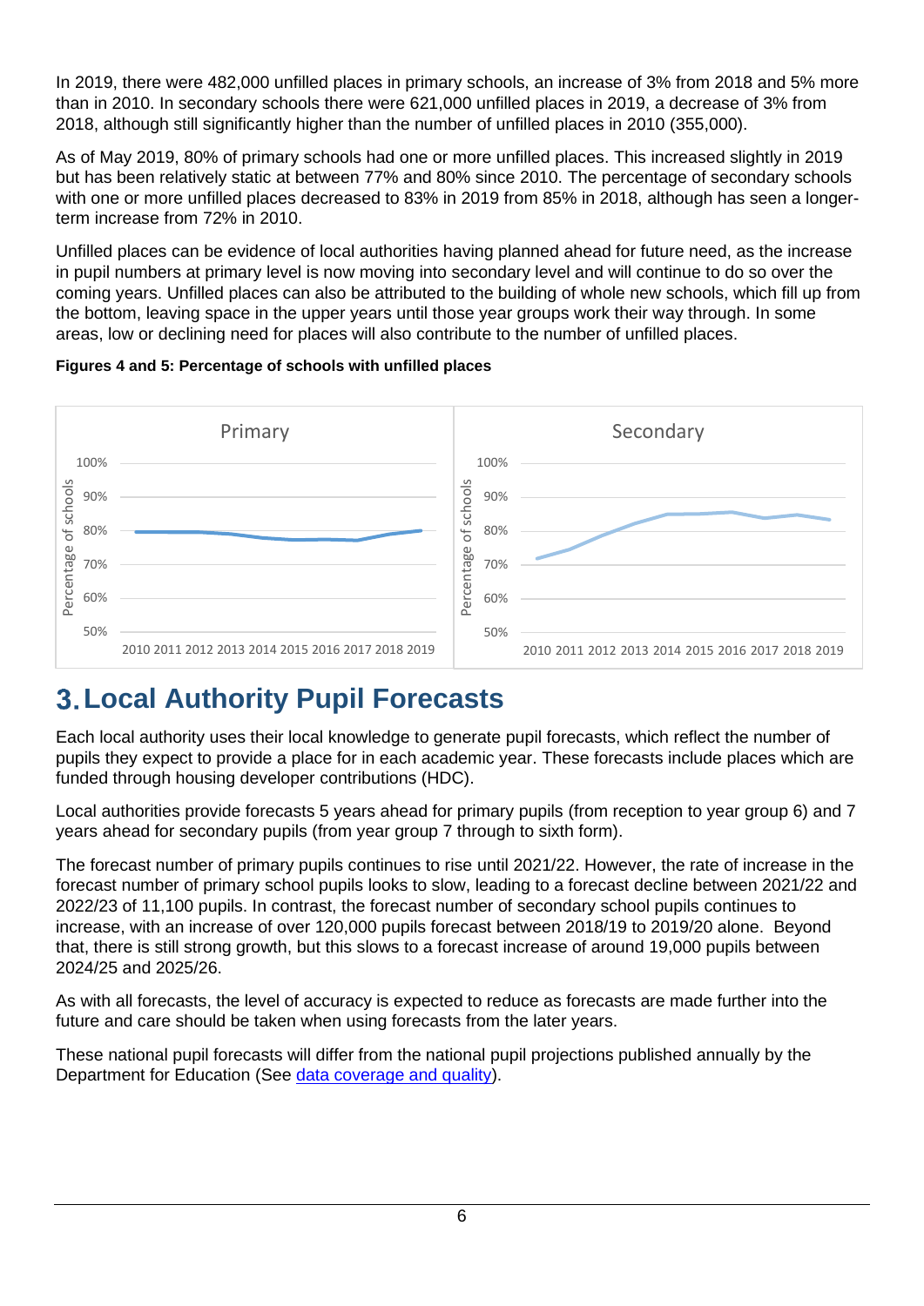In 2019, there were 482,000 unfilled places in primary schools, an increase of 3% from 2018 and 5% more than in 2010. In secondary schools there were 621,000 unfilled places in 2019, a decrease of 3% from 2018, although still significantly higher than the number of unfilled places in 2010 (355,000).

As of May 2019, 80% of primary schools had one or more unfilled places. This increased slightly in 2019 but has been relatively static at between 77% and 80% since 2010. The percentage of secondary schools with one or more unfilled places decreased to 83% in 2019 from 85% in 2018, although has seen a longer-term increase from 72% in 2010.

Unfilled places can be evidence of local authorities having planned ahead for future need, as the increase in pupil numbers at primary level is now moving into secondary level and will continue to do so over the coming years. Unfilled places can also be attributed to the building of whole new schools, which fill up from the bottom, leaving space in the upper years until those year groups work their way through. In some areas, low or declining need for places will also contribute to the number of unfilled places.

**Figures 4 and 5: Percentage of schools with unfilled places**

# 3. Local Authority Pupil Forecasts

Each local authority uses their local knowledge to generate pupil forecasts, which reflect the number of pupils they expect to provide a place for in each academic year. These forecasts include places which are funded through housing developer contributions (HDC).

Local authorities provide forecasts 5 years ahead for primary pupils (from reception to year group 6) and 7 years ahead for secondary pupils (from year group 7 through to sixth form).

The forecast number of primary pupils continues to rise until 2021/22. However, the rate of increase in the forecast number of primary school pupils looks to slow, leading to a forecast decline between 2021/22 and 2022/23 of 11,100 pupils. In contrast, the forecast number of secondary school pupils continues to increase, with an increase of over 120,000 pupils forecast between 2018/19 to 2019/20 alone. Beyond that, there is still strong growth, but this slows to a forecast increase of around 19,000 pupils between 2024/25 and 2025/26.

As with all forecasts, the level of accuracy is expected to reduce as forecasts are made further into the future and care should be taken when using forecasts from the later years.

These national pupil forecasts will differ from the national pupil projections published annually by the Department for Education (See [data coverage and quality](#)).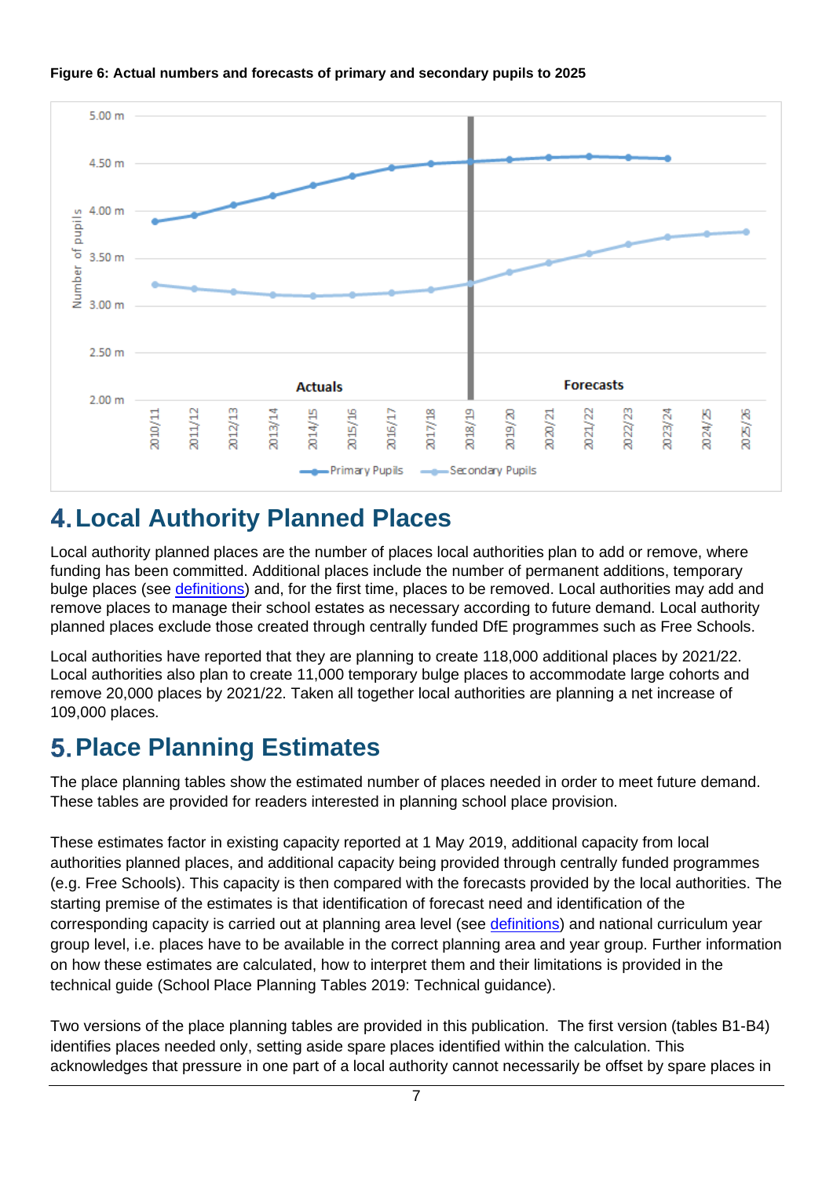**Figure 6: Actual numbers and forecasts of primary and secondary pupils to 2025**

# 4. Local Authority Planned Places

Local authority planned places are the number of places local authorities plan to add or remove, where funding has been committed. Additional places include the number of permanent additions, temporary bulge places (see definitions) and, for the first time, places to be removed. Local authorities may add and remove places to manage their school estates as necessary according to future demand. Local authority planned places exclude those created through centrally funded DfE programmes such as Free Schools.

Local authorities have reported that they are planning to create 118,000 additional places by 2021/22. Local authorities also plan to create 11,000 temporary bulge places to accommodate large cohorts and remove 20,000 places by 2021/22. Taken all together local authorities are planning a net increase of 109,000 places.

# 5. Place Planning Estimates

The place planning tables show the estimated number of places needed in order to meet future demand. These tables are provided for readers interested in planning school place provision.

These estimates factor in existing capacity reported at 1 May 2019, additional capacity from local authorities planned places, and additional capacity being provided through centrally funded programmes (e.g. Free Schools). This capacity is then compared with the forecasts provided by the local authorities. The starting premise of the estimates is that identification of forecast need and identification of the corresponding capacity is carried out at planning area level (see definitions) and national curriculum year group level, i.e. places have to be available in the correct planning area and year group. Further information on how these estimates are calculated, how to interpret them and their limitations is provided in the technical guide (School Place Planning Tables 2019: Technical guidance).

Two versions of the place planning tables are provided in this publication. The first version (tables B1-B4) identifies places needed only, setting aside spare places identified within the calculation. This acknowledges that pressure in one part of a local authority cannot necessarily be offset by spare places in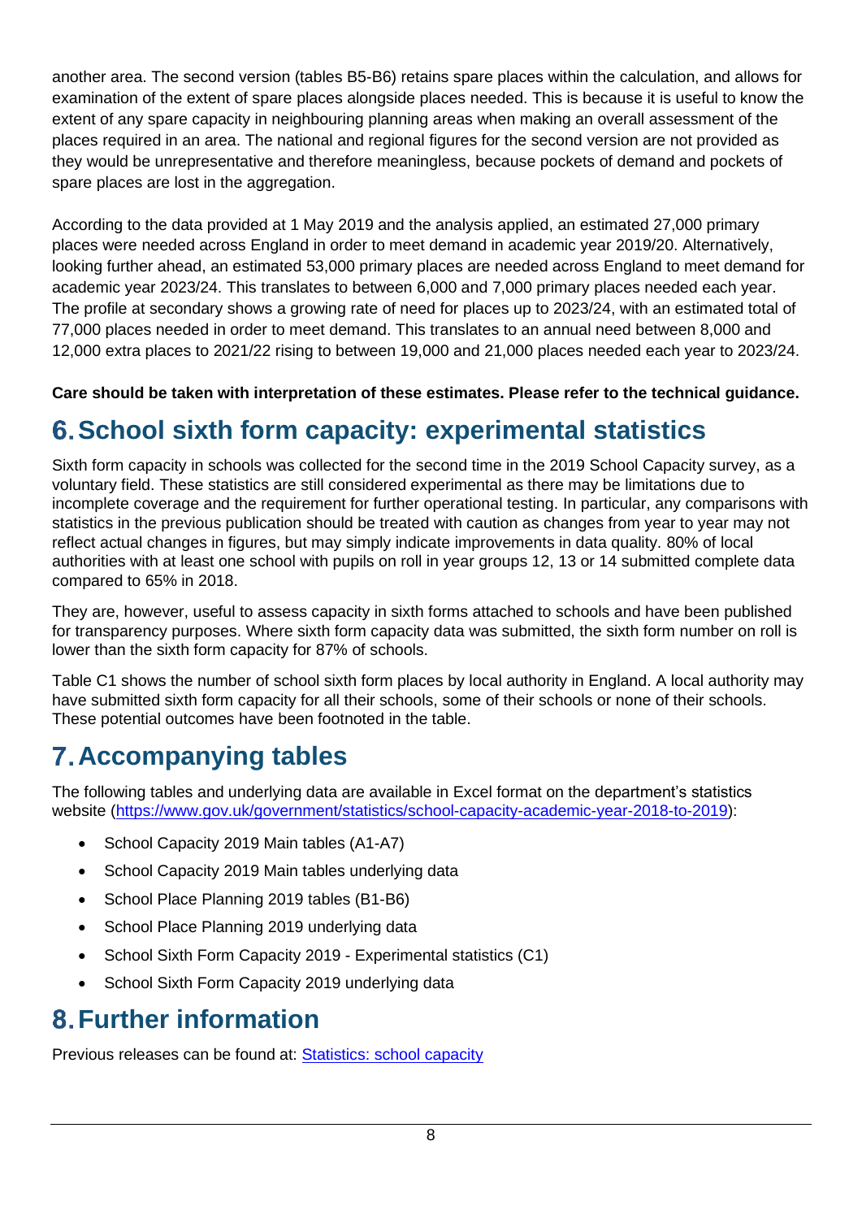another area. The second version (tables B5-B6) retains spare places within the calculation, and allows for examination of the extent of spare places alongside places needed. This is because it is useful to know the extent of any spare capacity in neighbouring planning areas when making an overall assessment of the places required in an area. The national and regional figures for the second version are not provided as they would be unrepresentative and therefore meaningless, because pockets of demand and pockets of spare places are lost in the aggregation.

According to the data provided at 1 May 2019 and the analysis applied, an estimated 27,000 primary places were needed across England in order to meet demand in academic year 2019/20. Alternatively, looking further ahead, an estimated 53,000 primary places are needed across England to meet demand for academic year 2023/24. This translates to between 6,000 and 7,000 primary places needed each year. The profile at secondary shows a growing rate of need for places up to 2023/24, with an estimated total of 77,000 places needed in order to meet demand. This translates to an annual need between 8,000 and 12,000 extra places to 2021/22 rising to between 19,000 and 21,000 places needed each year to 2023/24.

**Care should be taken with interpretation of these estimates. Please refer to the technical guidance.**

# 6. School sixth form capacity: experimental statistics

Sixth form capacity in schools was collected for the second time in the 2019 School Capacity survey, as a voluntary field. These statistics are still considered experimental as there may be limitations due to incomplete coverage and the requirement for further operational testing. In particular, any comparisons with statistics in the previous publication should be treated with caution as changes from year to year may not reflect actual changes in figures, but may simply indicate improvements in data quality. 80% of local authorities with at least one school with pupils on roll in year groups 12, 13 or 14 submitted complete data compared to 65% in 2018.

They are, however, useful to assess capacity in sixth forms attached to schools and have been published for transparency purposes. Where sixth form capacity data was submitted, the sixth form number on roll is lower than the sixth form capacity for 87% of schools.

Table C1 shows the number of school sixth form places by local authority in England. A local authority may have submitted sixth form capacity for all their schools, some of their schools or none of their schools. These potential outcomes have been footnoted in the table.

# 7. Accompanying tables

The following tables and underlying data are available in Excel format on the department's statistics website (https://www.gov.uk/government/statistics/school-capacity-academic-year-2018-to-2019):

- School Capacity 2019 Main tables (A1-A7)
- School Capacity 2019 Main tables underlying data
- School Place Planning 2019 tables (B1-B6)
- School Place Planning 2019 underlying data
- School Sixth Form Capacity 2019 - Experimental statistics (C1)
- School Sixth Form Capacity 2019 underlying data

# 8. Further information

Previous releases can be found at: Statistics: school capacity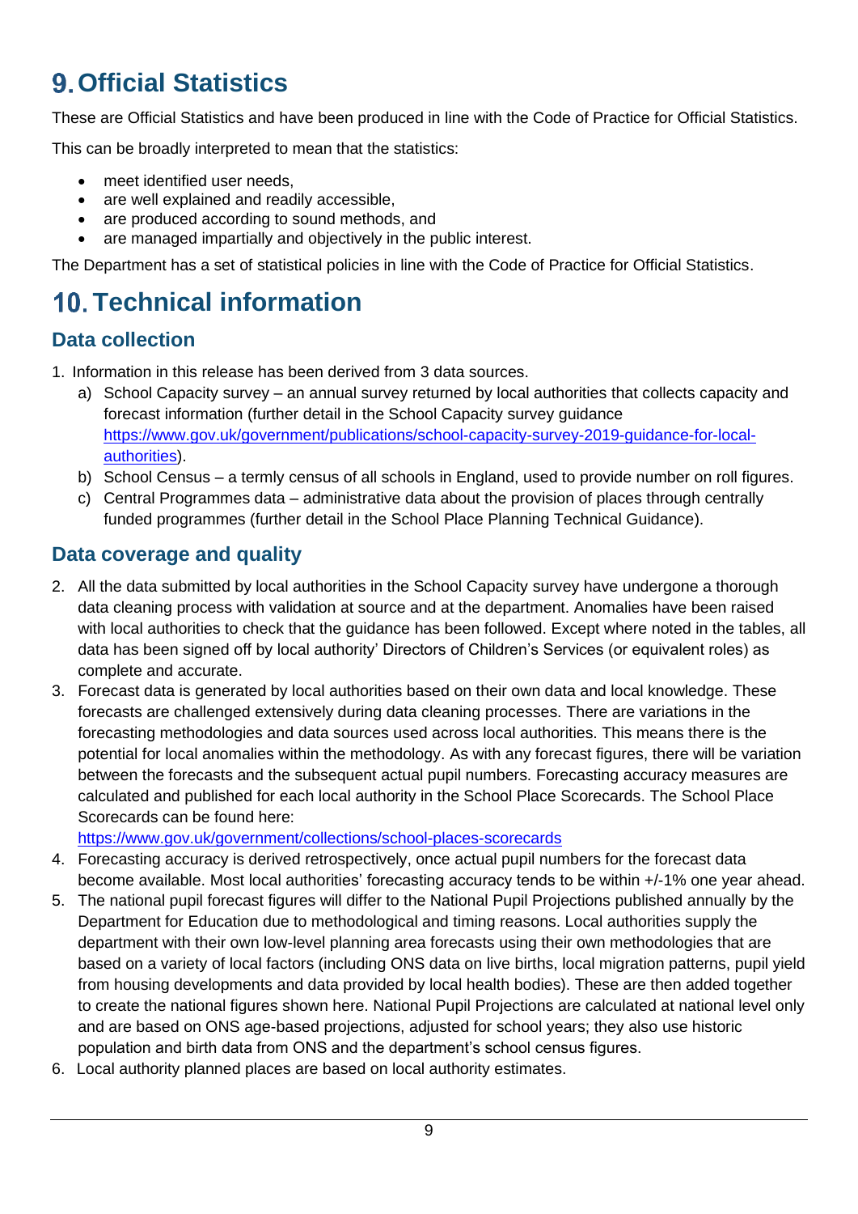# 9. Official Statistics

These are Official Statistics and have been produced in line with the Code of Practice for Official Statistics.

This can be broadly interpreted to mean that the statistics:

- meet identified user needs,
- are well explained and readily accessible,
- are produced according to sound methods, and
- are managed impartially and objectively in the public interest.

The Department has a set of statistical policies in line with the Code of Practice for Official Statistics.

# 10. Technical information

## Data collection

1. Information in this release has been derived from 3 data sources.
   a) School Capacity survey – an annual survey returned by local authorities that collects capacity and forecast information (further detail in the School Capacity survey guidance https://www.gov.uk/government/publications/school-capacity-survey-2019-guidance-for-local-authorities).
   b) School Census – a termly census of all schools in England, used to provide number on roll figures.
   c) Central Programmes data – administrative data about the provision of places through centrally funded programmes (further detail in the School Place Planning Technical Guidance).

## Data coverage and quality

2. All the data submitted by local authorities in the School Capacity survey have undergone a thorough data cleaning process with validation at source and at the department. Anomalies have been raised with local authorities to check that the guidance has been followed. Except where noted in the tables, all data has been signed off by local authority' Directors of Children's Services (or equivalent roles) as complete and accurate.
3. Forecast data is generated by local authorities based on their own data and local knowledge. These forecasts are challenged extensively during data cleaning processes. There are variations in the forecasting methodologies and data sources used across local authorities. This means there is the potential for local anomalies within the methodology. As with any forecast figures, there will be variation between the forecasts and the subsequent actual pupil numbers. Forecasting accuracy measures are calculated and published for each local authority in the School Place Scorecards. The School Place Scorecards can be found here: https://www.gov.uk/government/collections/school-places-scorecards
4. Forecasting accuracy is derived retrospectively, once actual pupil numbers for the forecast data become available. Most local authorities' forecasting accuracy tends to be within +/-1% one year ahead.
5. The national pupil forecast figures will differ to the National Pupil Projections published annually by the Department for Education due to methodological and timing reasons. Local authorities supply the department with their own low-level planning area forecasts using their own methodologies that are based on a variety of local factors (including ONS data on live births, local migration patterns, pupil yield from housing developments and data provided by local health bodies). These are then added together to create the national figures shown here. National Pupil Projections are calculated at national level only and are based on ONS age-based projections, adjusted for school years; they also use historic population and birth data from ONS and the department's school census figures.
6. Local authority planned places are based on local authority estimates.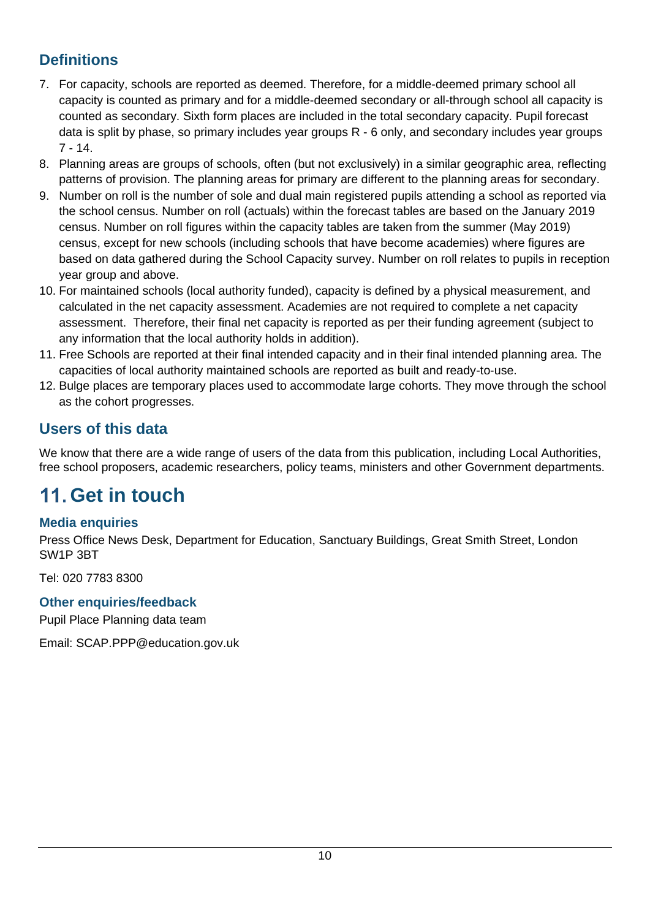## Definitions

7. For capacity, schools are reported as deemed. Therefore, for a middle-deemed primary school all capacity is counted as primary and for a middle-deemed secondary or all-through school all capacity is counted as secondary. Sixth form places are included in the total secondary capacity. Pupil forecast data is split by phase, so primary includes year groups R - 6 only, and secondary includes year groups 7 - 14.
8. Planning areas are groups of schools, often (but not exclusively) in a similar geographic area, reflecting patterns of provision. The planning areas for primary are different to the planning areas for secondary.
9. Number on roll is the number of sole and dual main registered pupils attending a school as reported via the school census. Number on roll (actuals) within the forecast tables are based on the January 2019 census. Number on roll figures within the capacity tables are taken from the summer (May 2019) census, except for new schools (including schools that have become academies) where figures are based on data gathered during the School Capacity survey. Number on roll relates to pupils in reception year group and above.
10. For maintained schools (local authority funded), capacity is defined by a physical measurement, and calculated in the net capacity assessment. Academies are not required to complete a net capacity assessment. Therefore, their final net capacity is reported as per their funding agreement (subject to any information that the local authority holds in addition).
11. Free Schools are reported at their final intended capacity and in their final intended planning area. The capacities of local authority maintained schools are reported as built and ready-to-use.
12. Bulge places are temporary places used to accommodate large cohorts. They move through the school as the cohort progresses.

## Users of this data

We know that there are a wide range of users of the data from this publication, including Local Authorities, free school proposers, academic researchers, policy teams, ministers and other Government departments.

# 11. Get in touch

### Media enquiries

Press Office News Desk, Department for Education, Sanctuary Buildings, Great Smith Street, London SW1P 3BT

Tel: 020 7783 8300

### Other enquiries/feedback

Pupil Place Planning data team

Email: SCAP.PPP@education.gov.uk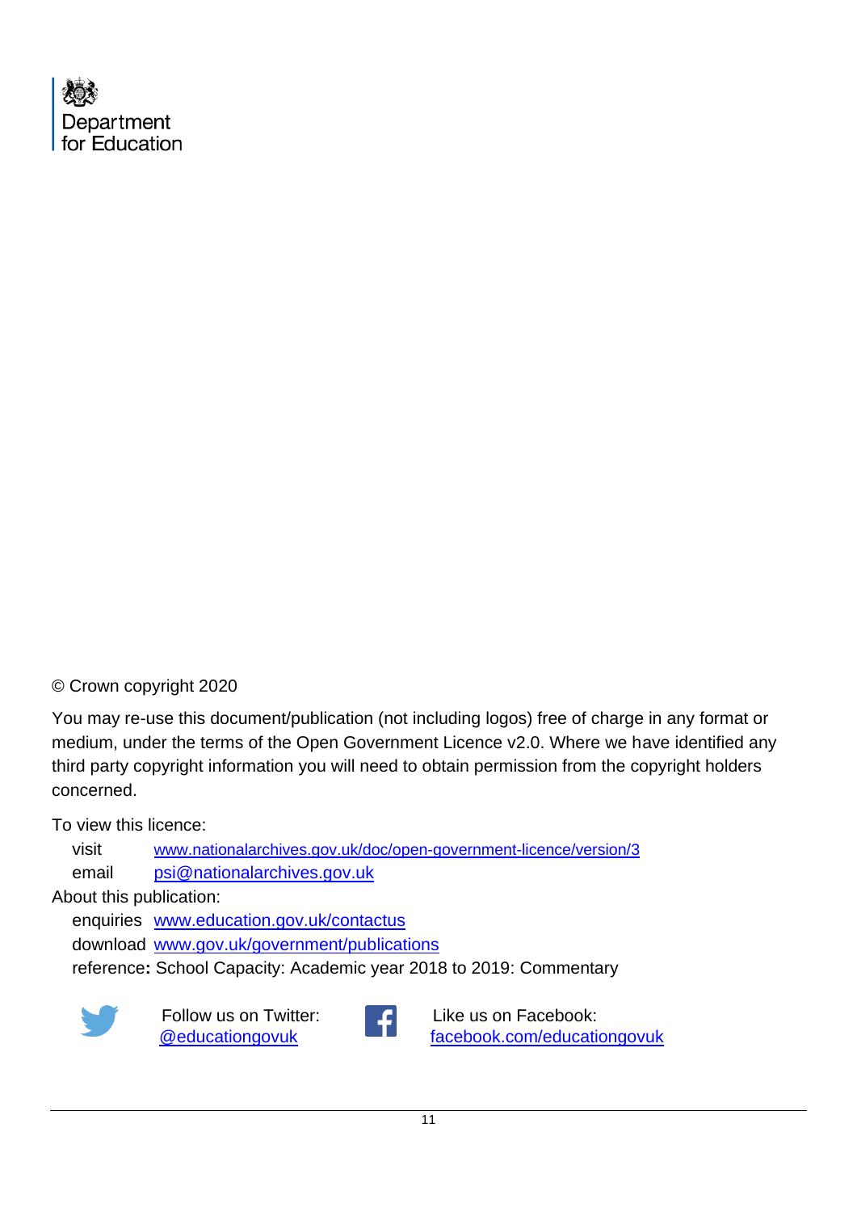Department
for Education

© Crown copyright 2020

You may re-use this document/publication (not including logos) free of charge in any format or medium, under the terms of the Open Government Licence v2.0. Where we have identified any third party copyright information you will need to obtain permission from the copyright holders concerned.

To view this licence:

visit www.nationalarchives.gov.uk/doc/open-government-licence/version/3
email psi@nationalarchives.gov.uk

About this publication:

enquiries www.education.gov.uk/contactus
download www.gov.uk/government/publications

reference**:** School Capacity: Academic year 2018 to 2019: Commentary

Follow us on Twitter:
@educationgovuk

Like us on Facebook:
facebook.com/educationgovuk